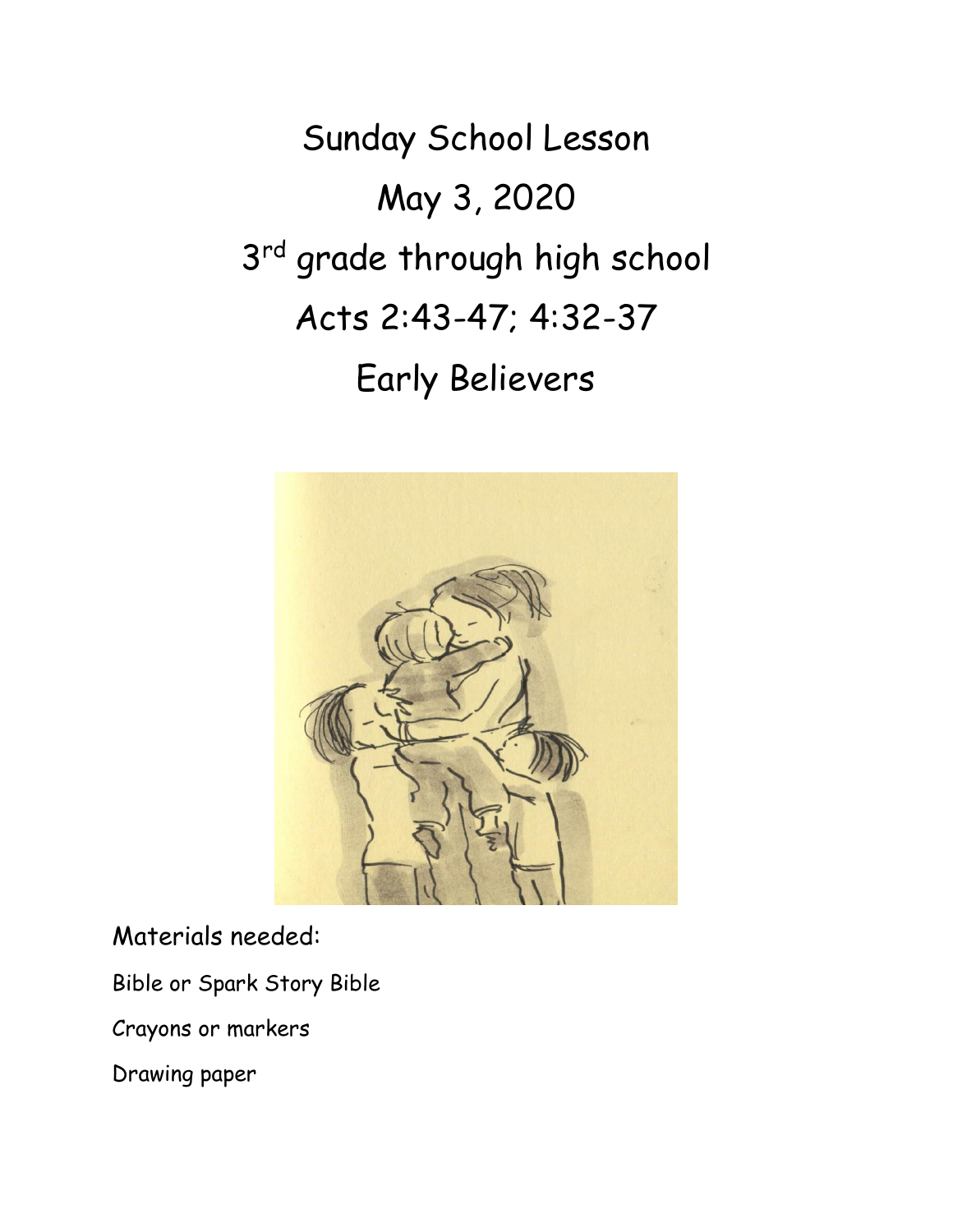# Sunday School Lesson

# May 3, 2020

# 3rd grade through high school

# Acts 2:43-47; 4:32-37

# Early Believers

Materials needed:

Bible or Spark Story Bible

Crayons or markers

Drawing paper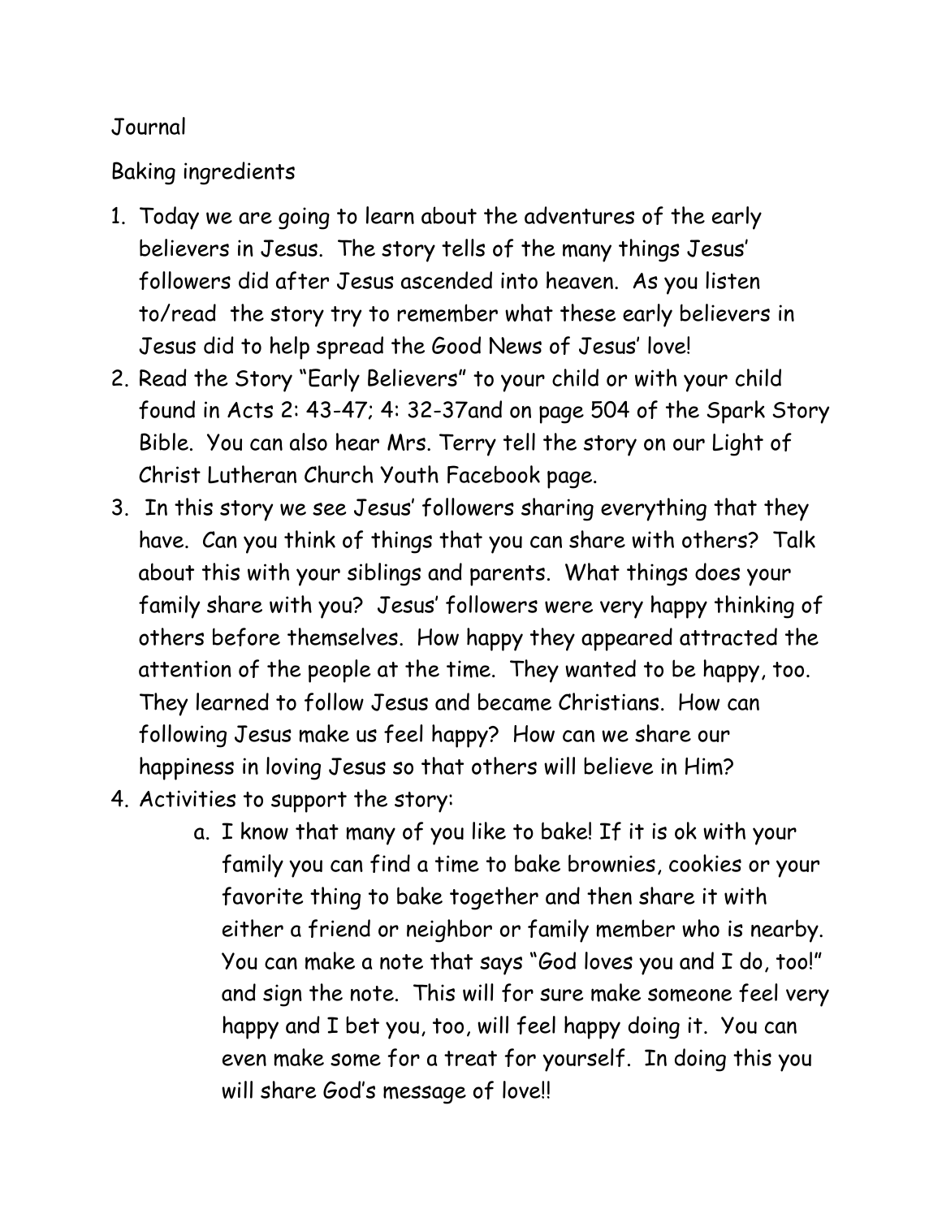Journal

Baking ingredients

1. Today we are going to learn about the adventures of the early believers in Jesus. The story tells of the many things Jesus' followers did after Jesus ascended into heaven. As you listen to/read the story try to remember what these early believers in Jesus did to help spread the Good News of Jesus' love!
2. Read the Story "Early Believers" to your child or with your child found in Acts 2: 43-47; 4: 32-37and on page 504 of the Spark Story Bible. You can also hear Mrs. Terry tell the story on our Light of Christ Lutheran Church Youth Facebook page.
3. In this story we see Jesus' followers sharing everything that they have. Can you think of things that you can share with others? Talk about this with your siblings and parents. What things does your family share with you? Jesus' followers were very happy thinking of others before themselves. How happy they appeared attracted the attention of the people at the time. They wanted to be happy, too. They learned to follow Jesus and became Christians. How can following Jesus make us feel happy? How can we share our happiness in loving Jesus so that others will believe in Him?
4. Activities to support the story:
    a. I know that many of you like to bake! If it is ok with your family you can find a time to bake brownies, cookies or your favorite thing to bake together and then share it with either a friend or neighbor or family member who is nearby. You can make a note that says "God loves you and I do, too!" and sign the note. This will for sure make someone feel very happy and I bet you, too, will feel happy doing it. You can even make some for a treat for yourself. In doing this you will share God's message of love!!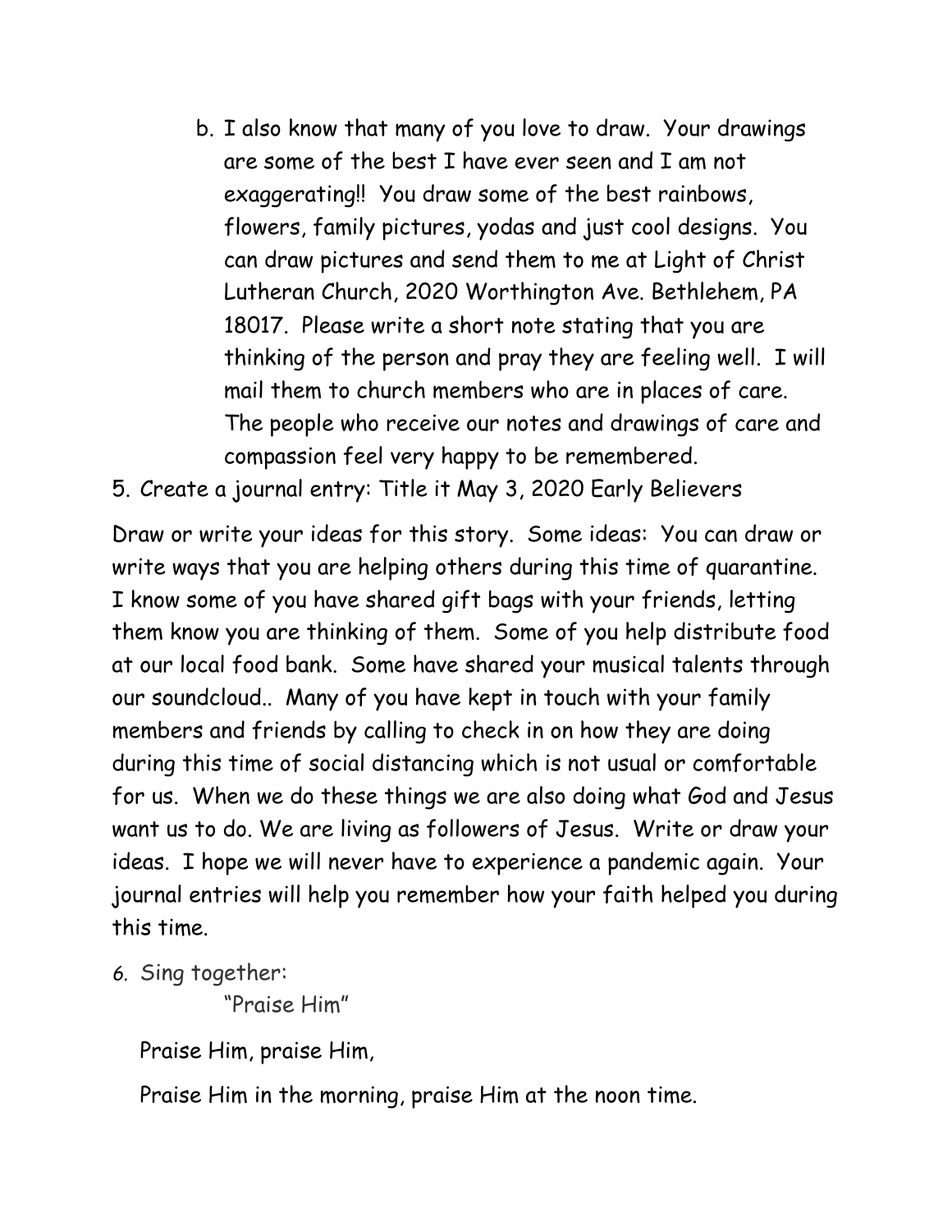b. I also know that many of you love to draw. Your drawings are some of the best I have ever seen and I am not exaggerating!! You draw some of the best rainbows, flowers, family pictures, yodas and just cool designs. You can draw pictures and send them to me at Light of Christ Lutheran Church, 2020 Worthington Ave. Bethlehem, PA 18017. Please write a short note stating that you are thinking of the person and pray they are feeling well. I will mail them to church members who are in places of care. The people who receive our notes and drawings of care and compassion feel very happy to be remembered.

5. Create a journal entry: Title it May 3, 2020 Early Believers

Draw or write your ideas for this story. Some ideas: You can draw or write ways that you are helping others during this time of quarantine. I know some of you have shared gift bags with your friends, letting them know you are thinking of them. Some of you help distribute food at our local food bank. Some have shared your musical talents through our soundcloud.. Many of you have kept in touch with your family members and friends by calling to check in on how they are doing during this time of social distancing which is not usual or comfortable for us. When we do these things we are also doing what God and Jesus want us to do. We are living as followers of Jesus. Write or draw your ideas. I hope we will never have to experience a pandemic again. Your journal entries will help you remember how your faith helped you during this time.

6. Sing together:

   "Praise Him"

   Praise Him, praise Him,

   Praise Him in the morning, praise Him at the noon time.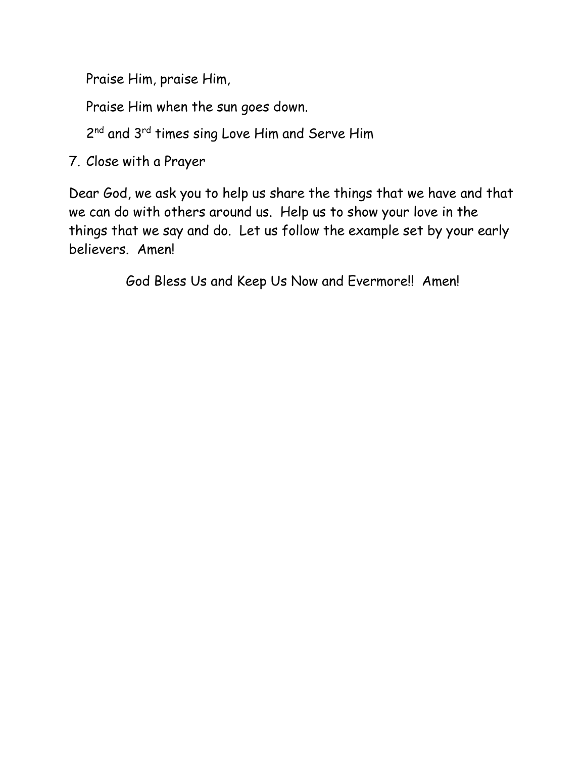Praise Him, praise Him,

Praise Him when the sun goes down.

2nd and 3rd times sing Love Him and Serve Him

7. Close with a Prayer

Dear God, we ask you to help us share the things that we have and that we can do with others around us. Help us to show your love in the things that we say and do. Let us follow the example set by your early believers. Amen!

God Bless Us and Keep Us Now and Evermore!! Amen!